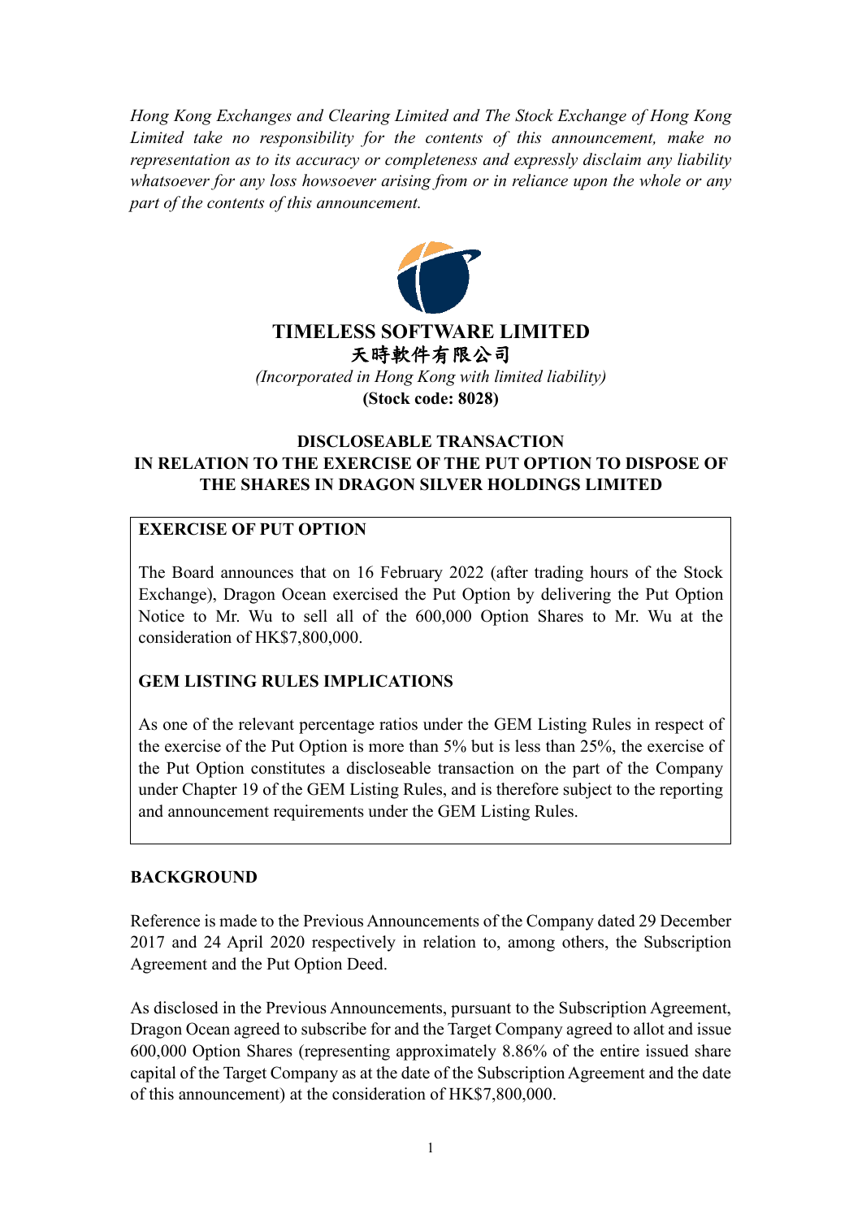*Hong Kong Exchanges and Clearing Limited and The Stock Exchange of Hong Kong Limited take no responsibility for the contents of this announcement, make no representation as to its accuracy or completeness and expressly disclaim any liability whatsoever for any loss howsoever arising from or in reliance upon the whole or any part of the contents of this announcement.*

# TIMELESS SOFTWARE LIMITED
# 天時軟件有限公司

*(Incorporated in Hong Kong with limited liability)*

**(Stock code: 8028)**

## DISCLOSEABLE TRANSACTION IN RELATION TO THE EXERCISE OF THE PUT OPTION TO DISPOSE OF THE SHARES IN DRAGON SILVER HOLDINGS LIMITED

### EXERCISE OF PUT OPTION

The Board announces that on 16 February 2022 (after trading hours of the Stock Exchange), Dragon Ocean exercised the Put Option by delivering the Put Option Notice to Mr. Wu to sell all of the 600,000 Option Shares to Mr. Wu at the consideration of HK$7,800,000.

### GEM LISTING RULES IMPLICATIONS

As one of the relevant percentage ratios under the GEM Listing Rules in respect of the exercise of the Put Option is more than 5% but is less than 25%, the exercise of the Put Option constitutes a discloseable transaction on the part of the Company under Chapter 19 of the GEM Listing Rules, and is therefore subject to the reporting and announcement requirements under the GEM Listing Rules.

### BACKGROUND

Reference is made to the Previous Announcements of the Company dated 29 December 2017 and 24 April 2020 respectively in relation to, among others, the Subscription Agreement and the Put Option Deed.

As disclosed in the Previous Announcements, pursuant to the Subscription Agreement, Dragon Ocean agreed to subscribe for and the Target Company agreed to allot and issue 600,000 Option Shares (representing approximately 8.86% of the entire issued share capital of the Target Company as at the date of the Subscription Agreement and the date of this announcement) at the consideration of HK$7,800,000.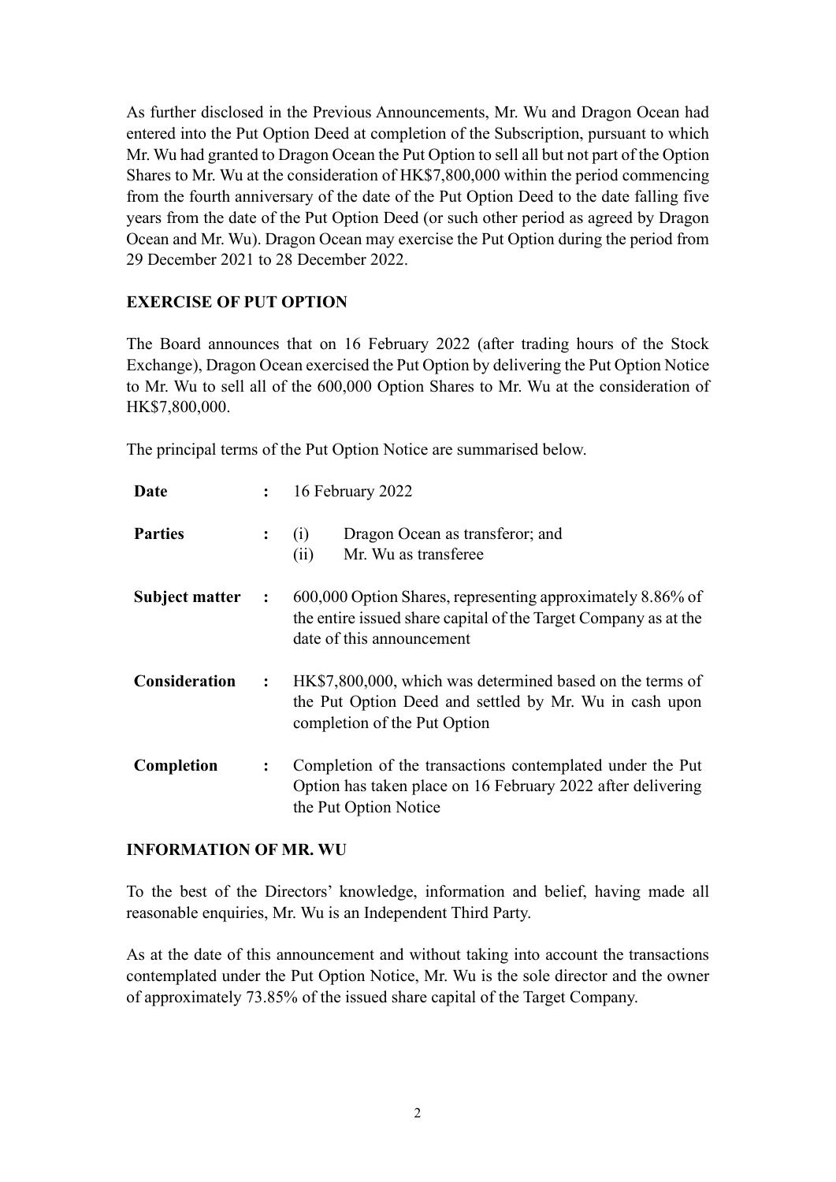As further disclosed in the Previous Announcements, Mr. Wu and Dragon Ocean had entered into the Put Option Deed at completion of the Subscription, pursuant to which Mr. Wu had granted to Dragon Ocean the Put Option to sell all but not part of the Option Shares to Mr. Wu at the consideration of HK$7,800,000 within the period commencing from the fourth anniversary of the date of the Put Option Deed to the date falling five years from the date of the Put Option Deed (or such other period as agreed by Dragon Ocean and Mr. Wu). Dragon Ocean may exercise the Put Option during the period from 29 December 2021 to 28 December 2022.

**EXERCISE OF PUT OPTION**

The Board announces that on 16 February 2022 (after trading hours of the Stock Exchange), Dragon Ocean exercised the Put Option by delivering the Put Option Notice to Mr. Wu to sell all of the 600,000 Option Shares to Mr. Wu at the consideration of HK$7,800,000.

The principal terms of the Put Option Notice are summarised below.

| | | |
|---|---|---|
| **Date** | : | 16 February 2022 |
| **Parties** | : | (i) Dragon Ocean as transferor; and<br>(ii) Mr. Wu as transferee |
| **Subject matter** | : | 600,000 Option Shares, representing approximately 8.86% of the entire issued share capital of the Target Company as at the date of this announcement |
| **Consideration** | : | HK$7,800,000, which was determined based on the terms of the Put Option Deed and settled by Mr. Wu in cash upon completion of the Put Option |
| **Completion** | : | Completion of the transactions contemplated under the Put Option has taken place on 16 February 2022 after delivering the Put Option Notice |

**INFORMATION OF MR. WU**

To the best of the Directors' knowledge, information and belief, having made all reasonable enquiries, Mr. Wu is an Independent Third Party.

As at the date of this announcement and without taking into account the transactions contemplated under the Put Option Notice, Mr. Wu is the sole director and the owner of approximately 73.85% of the issued share capital of the Target Company.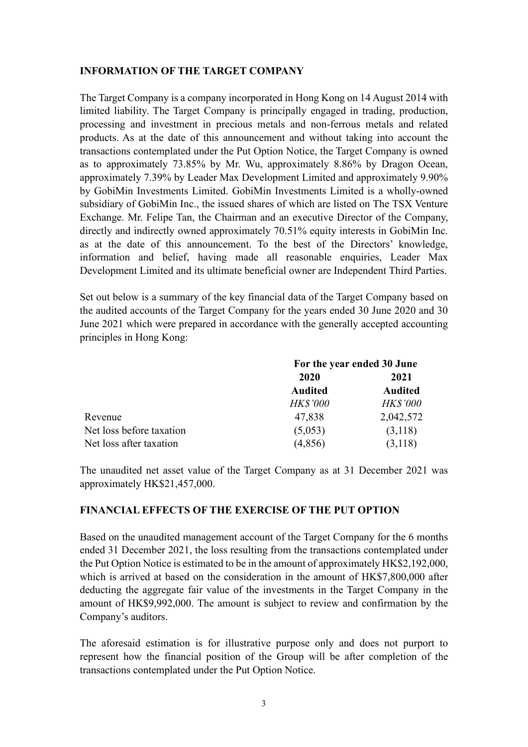## INFORMATION OF THE TARGET COMPANY

The Target Company is a company incorporated in Hong Kong on 14 August 2014 with limited liability. The Target Company is principally engaged in trading, production, processing and investment in precious metals and non-ferrous metals and related products. As at the date of this announcement and without taking into account the transactions contemplated under the Put Option Notice, the Target Company is owned as to approximately 73.85% by Mr. Wu, approximately 8.86% by Dragon Ocean, approximately 7.39% by Leader Max Development Limited and approximately 9.90% by GobiMin Investments Limited. GobiMin Investments Limited is a wholly-owned subsidiary of GobiMin Inc., the issued shares of which are listed on The TSX Venture Exchange. Mr. Felipe Tan, the Chairman and an executive Director of the Company, directly and indirectly owned approximately 70.51% equity interests in GobiMin Inc. as at the date of this announcement. To the best of the Directors' knowledge, information and belief, having made all reasonable enquiries, Leader Max Development Limited and its ultimate beneficial owner are Independent Third Parties.

Set out below is a summary of the key financial data of the Target Company based on the audited accounts of the Target Company for the years ended 30 June 2020 and 30 June 2021 which were prepared in accordance with the generally accepted accounting principles in Hong Kong:

| | **For the year ended 30 June** | |
|---|---|---|
| | **2020** | **2021** |
| | **Audited** | **Audited** |
| | *HK$'000* | *HK$'000* |
| Revenue | 47,838 | 2,042,572 |
| Net loss before taxation | (5,053) | (3,118) |
| Net loss after taxation | (4,856) | (3,118) |

The unaudited net asset value of the Target Company as at 31 December 2021 was approximately HK$21,457,000.

## FINANCIAL EFFECTS OF THE EXERCISE OF THE PUT OPTION

Based on the unaudited management account of the Target Company for the 6 months ended 31 December 2021, the loss resulting from the transactions contemplated under the Put Option Notice is estimated to be in the amount of approximately HK$2,192,000, which is arrived at based on the consideration in the amount of HK$7,800,000 after deducting the aggregate fair value of the investments in the Target Company in the amount of HK$9,992,000. The amount is subject to review and confirmation by the Company's auditors.

The aforesaid estimation is for illustrative purpose only and does not purport to represent how the financial position of the Group will be after completion of the transactions contemplated under the Put Option Notice.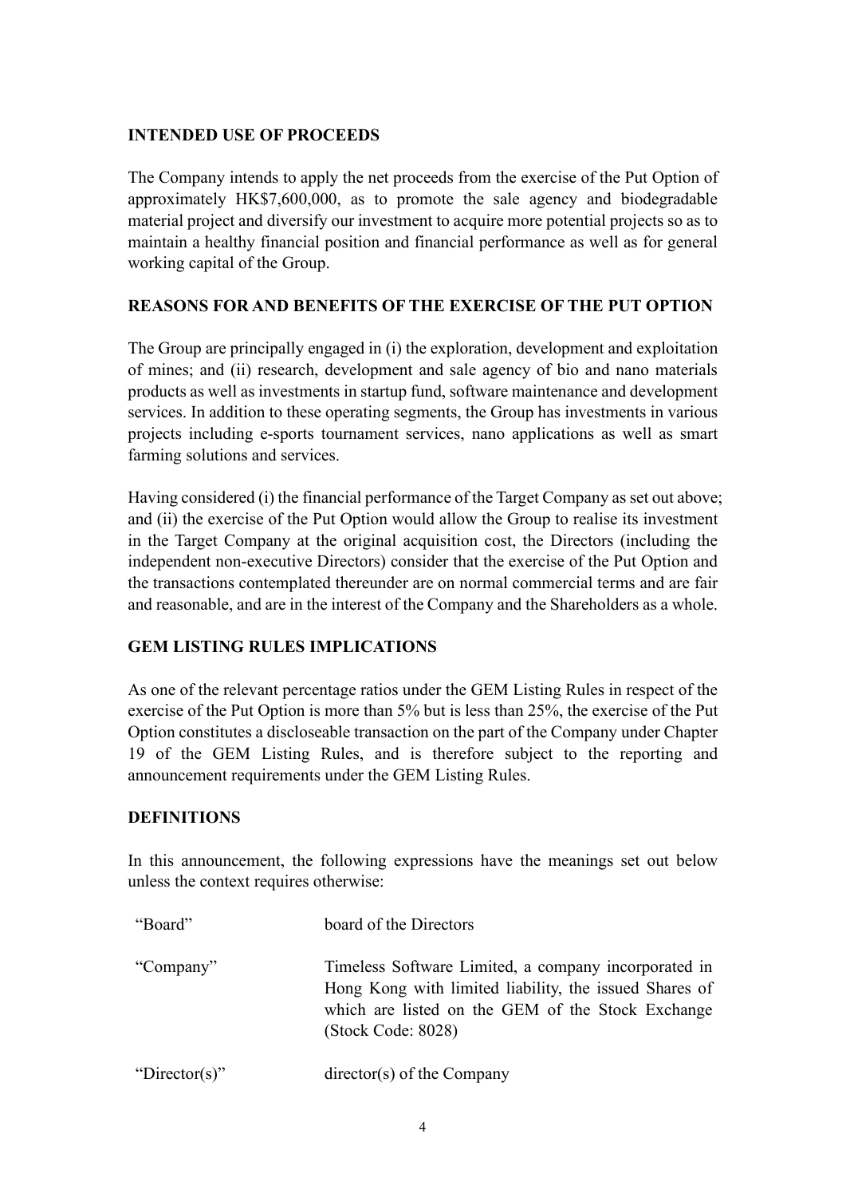## INTENDED USE OF PROCEEDS

The Company intends to apply the net proceeds from the exercise of the Put Option of approximately HK$7,600,000, as to promote the sale agency and biodegradable material project and diversify our investment to acquire more potential projects so as to maintain a healthy financial position and financial performance as well as for general working capital of the Group.

## REASONS FOR AND BENEFITS OF THE EXERCISE OF THE PUT OPTION

The Group are principally engaged in (i) the exploration, development and exploitation of mines; and (ii) research, development and sale agency of bio and nano materials products as well as investments in startup fund, software maintenance and development services. In addition to these operating segments, the Group has investments in various projects including e-sports tournament services, nano applications as well as smart farming solutions and services.

Having considered (i) the financial performance of the Target Company as set out above; and (ii) the exercise of the Put Option would allow the Group to realise its investment in the Target Company at the original acquisition cost, the Directors (including the independent non-executive Directors) consider that the exercise of the Put Option and the transactions contemplated thereunder are on normal commercial terms and are fair and reasonable, and are in the interest of the Company and the Shareholders as a whole.

## GEM LISTING RULES IMPLICATIONS

As one of the relevant percentage ratios under the GEM Listing Rules in respect of the exercise of the Put Option is more than 5% but is less than 25%, the exercise of the Put Option constitutes a discloseable transaction on the part of the Company under Chapter 19 of the GEM Listing Rules, and is therefore subject to the reporting and announcement requirements under the GEM Listing Rules.

## DEFINITIONS

In this announcement, the following expressions have the meanings set out below unless the context requires otherwise:

| | |
|---|---|
| "Board" | board of the Directors |
| "Company" | Timeless Software Limited, a company incorporated in Hong Kong with limited liability, the issued Shares of which are listed on the GEM of the Stock Exchange (Stock Code: 8028) |
| "Director(s)" | director(s) of the Company |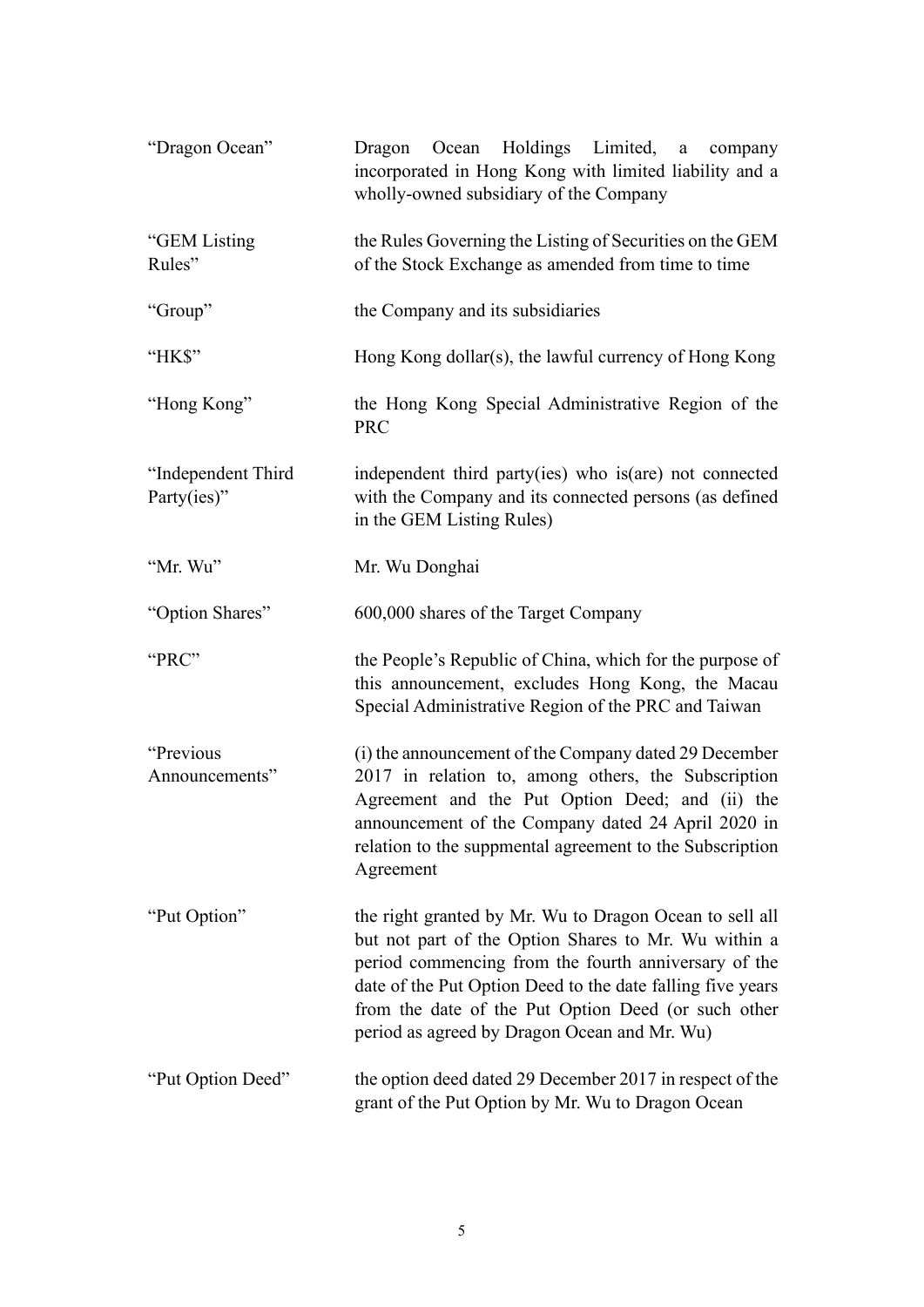| | |
|---|---|
| "Dragon Ocean" | Dragon Ocean Holdings Limited, a company incorporated in Hong Kong with limited liability and a wholly-owned subsidiary of the Company |
| "GEM Listing Rules" | the Rules Governing the Listing of Securities on the GEM of the Stock Exchange as amended from time to time |
| "Group" | the Company and its subsidiaries |
| "HK$" | Hong Kong dollar(s), the lawful currency of Hong Kong |
| "Hong Kong" | the Hong Kong Special Administrative Region of the PRC |
| "Independent Third Party(ies)" | independent third party(ies) who is(are) not connected with the Company and its connected persons (as defined in the GEM Listing Rules) |
| "Mr. Wu" | Mr. Wu Donghai |
| "Option Shares" | 600,000 shares of the Target Company |
| "PRC" | the People's Republic of China, which for the purpose of this announcement, excludes Hong Kong, the Macau Special Administrative Region of the PRC and Taiwan |
| "Previous Announcements" | (i) the announcement of the Company dated 29 December 2017 in relation to, among others, the Subscription Agreement and the Put Option Deed; and (ii) the announcement of the Company dated 24 April 2020 in relation to the suppmental agreement to the Subscription Agreement |
| "Put Option" | the right granted by Mr. Wu to Dragon Ocean to sell all but not part of the Option Shares to Mr. Wu within a period commencing from the fourth anniversary of the date of the Put Option Deed to the date falling five years from the date of the Put Option Deed (or such other period as agreed by Dragon Ocean and Mr. Wu) |
| "Put Option Deed" | the option deed dated 29 December 2017 in respect of the grant of the Put Option by Mr. Wu to Dragon Ocean |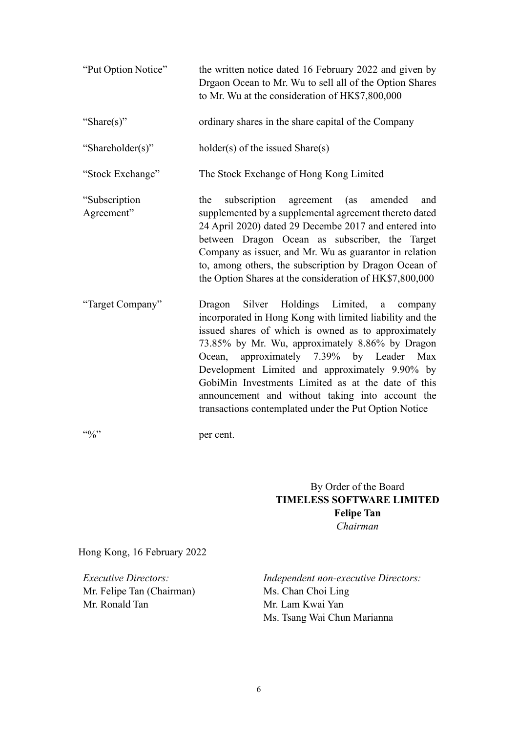| | |
|---|---|
| "Put Option Notice" | the written notice dated 16 February 2022 and given by Drgaon Ocean to Mr. Wu to sell all of the Option Shares to Mr. Wu at the consideration of HK$7,800,000 |
| "Share(s)" | ordinary shares in the share capital of the Company |
| "Shareholder(s)" | holder(s) of the issued Share(s) |
| "Stock Exchange" | The Stock Exchange of Hong Kong Limited |
| "Subscription Agreement" | the subscription agreement (as amended and supplemented by a supplemental agreement thereto dated 24 April 2020) dated 29 Decembe 2017 and entered into between Dragon Ocean as subscriber, the Target Company as issuer, and Mr. Wu as guarantor in relation to, among others, the subscription by Dragon Ocean of the Option Shares at the consideration of HK$7,800,000 |
| "Target Company" | Dragon Silver Holdings Limited, a company incorporated in Hong Kong with limited liability and the issued shares of which is owned as to approximately 73.85% by Mr. Wu, approximately 8.86% by Dragon Ocean, approximately 7.39% by Leader Max Development Limited and approximately 9.90% by GobiMin Investments Limited as at the date of this announcement and without taking into account the transactions contemplated under the Put Option Notice |
| "%" | per cent. |

By Order of the Board
**TIMELESS SOFTWARE LIMITED**
**Felipe Tan**
*Chairman*

Hong Kong, 16 February 2022

*Executive Directors:*
Mr. Felipe Tan (Chairman)
Mr. Ronald Tan

*Independent non-executive Directors:*
Ms. Chan Choi Ling
Mr. Lam Kwai Yan
Ms. Tsang Wai Chun Marianna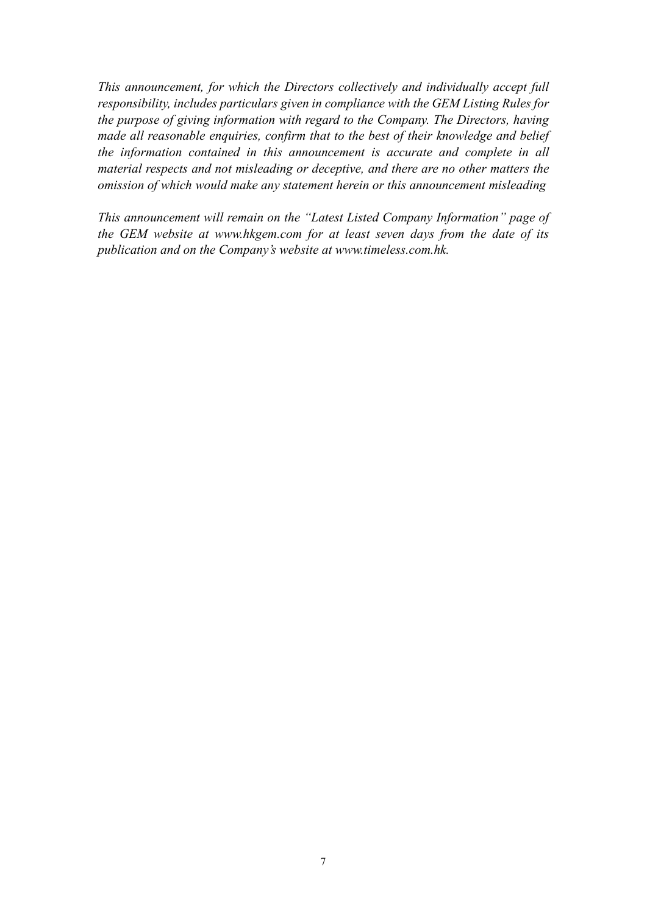*This announcement, for which the Directors collectively and individually accept full responsibility, includes particulars given in compliance with the GEM Listing Rules for the purpose of giving information with regard to the Company. The Directors, having made all reasonable enquiries, confirm that to the best of their knowledge and belief the information contained in this announcement is accurate and complete in all material respects and not misleading or deceptive, and there are no other matters the omission of which would make any statement herein or this announcement misleading*

*This announcement will remain on the "Latest Listed Company Information" page of the GEM website at www.hkgem.com for at least seven days from the date of its publication and on the Company's website at www.timeless.com.hk.*